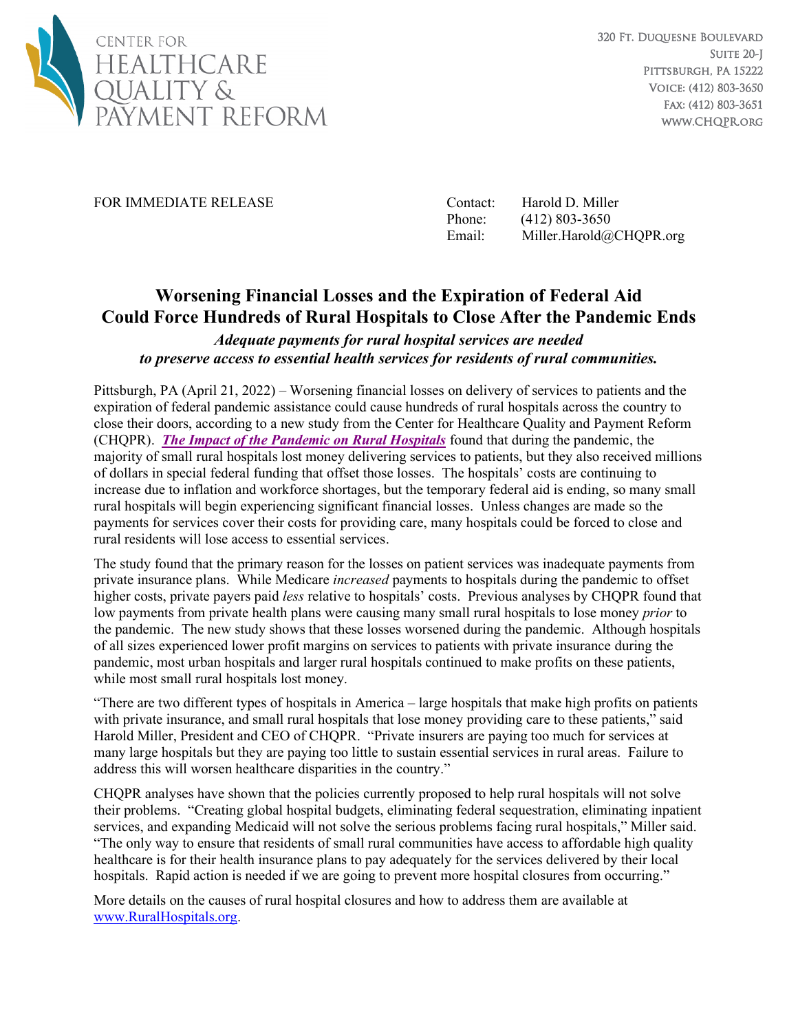CENTER FOR HEALTHCARE QUALITY & PAYMENT REFORM

320 Ft. Duquesne Boulevard
Suite 20-J
Pittsburgh, PA 15222
Voice: (412) 803-3650
Fax: (412) 803-3651
www.CHQPR.org

FOR IMMEDIATE RELEASE

Contact: Harold D. Miller
Phone: (412) 803-3650
Email: Miller.Harold@CHQPR.org

# Worsening Financial Losses and the Expiration of Federal Aid Could Force Hundreds of Rural Hospitals to Close After the Pandemic Ends

***Adequate payments for rural hospital services are needed to preserve access to essential health services for residents of rural communities.***

Pittsburgh, PA (April 21, 2022) – Worsening financial losses on delivery of services to patients and the expiration of federal pandemic assistance could cause hundreds of rural hospitals across the country to close their doors, according to a new study from the Center for Healthcare Quality and Payment Reform (CHQPR). ***The Impact of the Pandemic on Rural Hospitals*** found that during the pandemic, the majority of small rural hospitals lost money delivering services to patients, but they also received millions of dollars in special federal funding that offset those losses. The hospitals' costs are continuing to increase due to inflation and workforce shortages, but the temporary federal aid is ending, so many small rural hospitals will begin experiencing significant financial losses. Unless changes are made so the payments for services cover their costs for providing care, many hospitals could be forced to close and rural residents will lose access to essential services.

The study found that the primary reason for the losses on patient services was inadequate payments from private insurance plans. While Medicare *increased* payments to hospitals during the pandemic to offset higher costs, private payers paid *less* relative to hospitals' costs. Previous analyses by CHQPR found that low payments from private health plans were causing many small rural hospitals to lose money *prior* to the pandemic. The new study shows that these losses worsened during the pandemic. Although hospitals of all sizes experienced lower profit margins on services to patients with private insurance during the pandemic, most urban hospitals and larger rural hospitals continued to make profits on these patients, while most small rural hospitals lost money.

"There are two different types of hospitals in America – large hospitals that make high profits on patients with private insurance, and small rural hospitals that lose money providing care to these patients," said Harold Miller, President and CEO of CHQPR. "Private insurers are paying too much for services at many large hospitals but they are paying too little to sustain essential services in rural areas. Failure to address this will worsen healthcare disparities in the country."

CHQPR analyses have shown that the policies currently proposed to help rural hospitals will not solve their problems. "Creating global hospital budgets, eliminating federal sequestration, eliminating inpatient services, and expanding Medicaid will not solve the serious problems facing rural hospitals," Miller said. "The only way to ensure that residents of small rural communities have access to affordable high quality healthcare is for their health insurance plans to pay adequately for the services delivered by their local hospitals. Rapid action is needed if we are going to prevent more hospital closures from occurring."

More details on the causes of rural hospital closures and how to address them are available at www.RuralHospitals.org.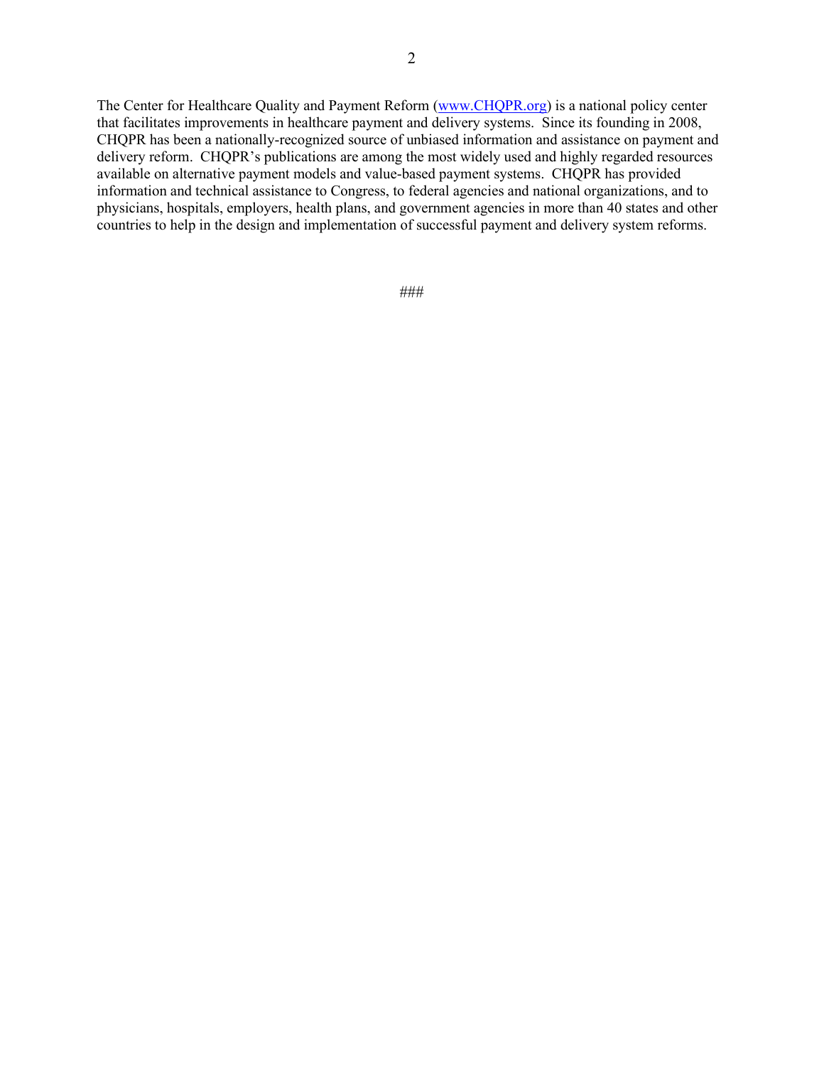The Center for Healthcare Quality and Payment Reform ([www.CHQPR.org](http://www.CHQPR.org)) is a national policy center that facilitates improvements in healthcare payment and delivery systems. Since its founding in 2008, CHQPR has been a nationally-recognized source of unbiased information and assistance on payment and delivery reform. CHQPR's publications are among the most widely used and highly regarded resources available on alternative payment models and value-based payment systems. CHQPR has provided information and technical assistance to Congress, to federal agencies and national organizations, and to physicians, hospitals, employers, health plans, and government agencies in more than 40 states and other countries to help in the design and implementation of successful payment and delivery system reforms.

###